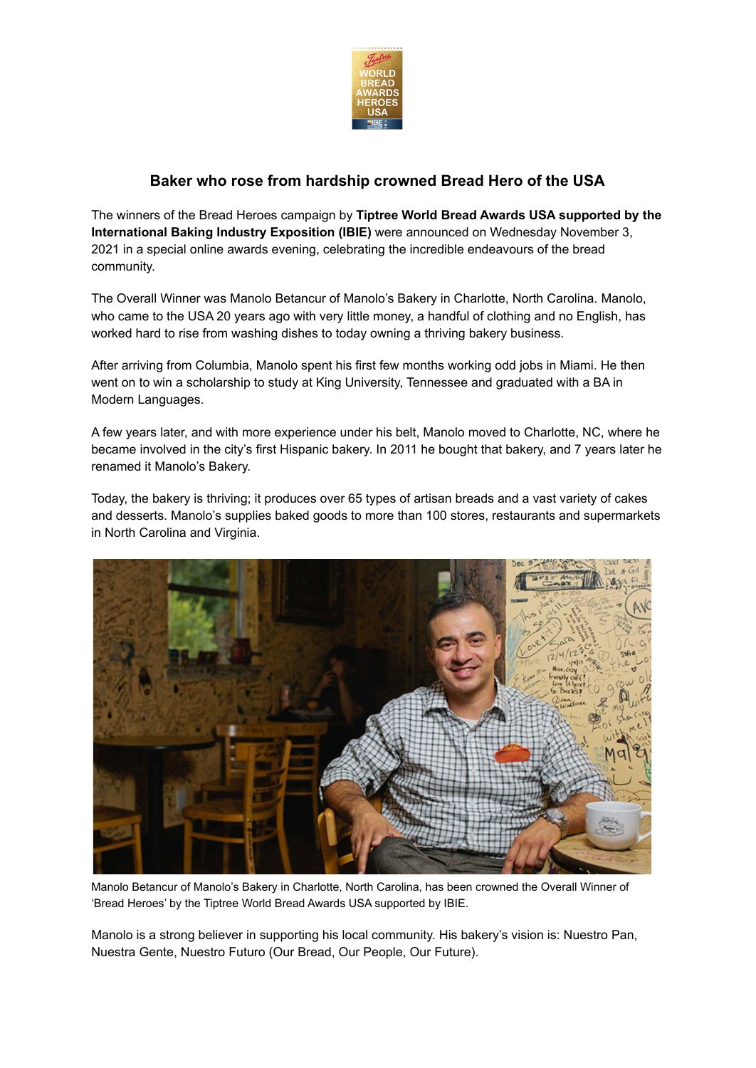# Baker who rose from hardship crowned Bread Hero of the USA

The winners of the Bread Heroes campaign by **Tiptree World Bread Awards USA supported by the International Baking Industry Exposition (IBIE)** were announced on Wednesday November 3, 2021 in a special online awards evening, celebrating the incredible endeavours of the bread community.

The Overall Winner was Manolo Betancur of Manolo's Bakery in Charlotte, North Carolina. Manolo, who came to the USA 20 years ago with very little money, a handful of clothing and no English, has worked hard to rise from washing dishes to today owning a thriving bakery business.

After arriving from Columbia, Manolo spent his first few months working odd jobs in Miami. He then went on to win a scholarship to study at King University, Tennessee and graduated with a BA in Modern Languages.

A few years later, and with more experience under his belt, Manolo moved to Charlotte, NC, where he became involved in the city's first Hispanic bakery. In 2011 he bought that bakery, and 7 years later he renamed it Manolo's Bakery.

Today, the bakery is thriving; it produces over 65 types of artisan breads and a vast variety of cakes and desserts. Manolo's supplies baked goods to more than 100 stores, restaurants and supermarkets in North Carolina and Virginia.

Manolo Betancur of Manolo's Bakery in Charlotte, North Carolina, has been crowned the Overall Winner of 'Bread Heroes' by the Tiptree World Bread Awards USA supported by IBIE.

Manolo is a strong believer in supporting his local community. His bakery's vision is: Nuestro Pan, Nuestra Gente, Nuestro Futuro (Our Bread, Our People, Our Future).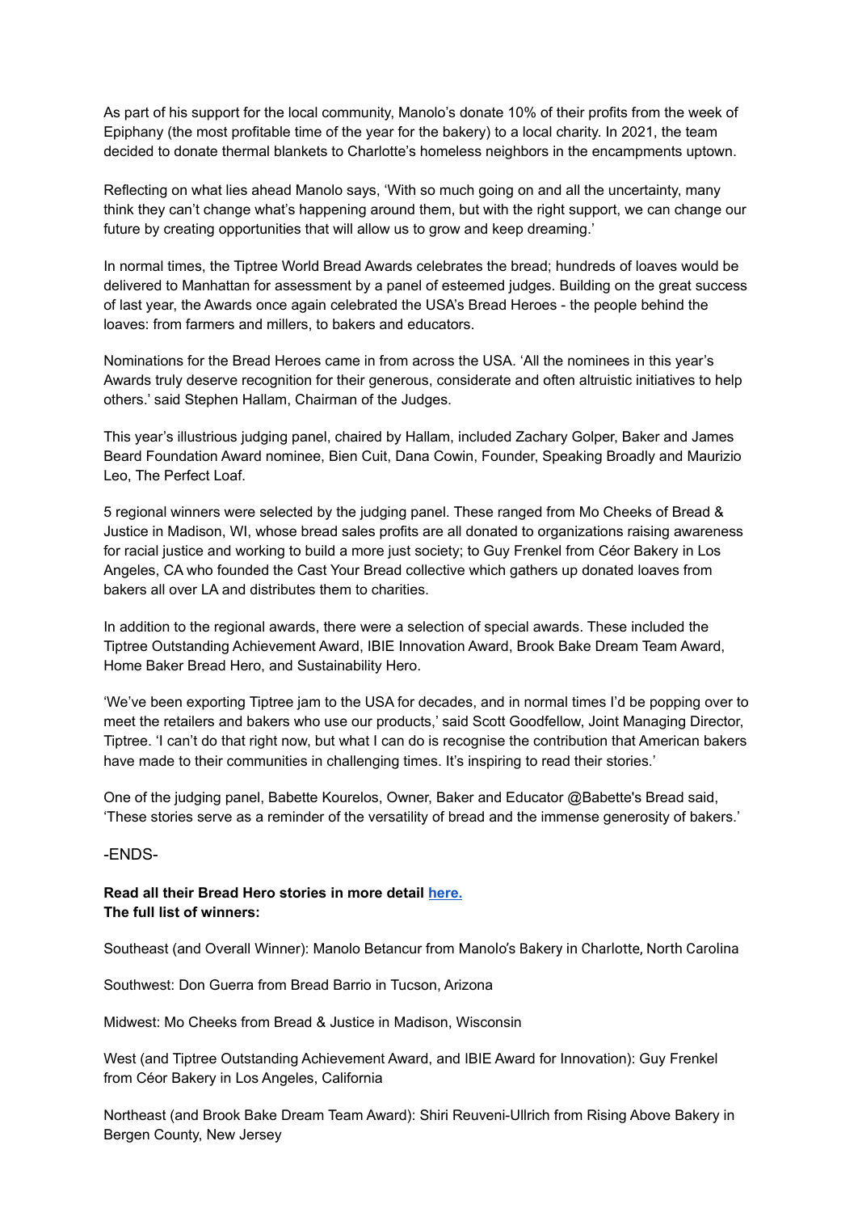As part of his support for the local community, Manolo's donate 10% of their profits from the week of Epiphany (the most profitable time of the year for the bakery) to a local charity. In 2021, the team decided to donate thermal blankets to Charlotte's homeless neighbors in the encampments uptown.

Reflecting on what lies ahead Manolo says, 'With so much going on and all the uncertainty, many think they can't change what's happening around them, but with the right support, we can change our future by creating opportunities that will allow us to grow and keep dreaming.'

In normal times, the Tiptree World Bread Awards celebrates the bread; hundreds of loaves would be delivered to Manhattan for assessment by a panel of esteemed judges. Building on the great success of last year, the Awards once again celebrated the USA's Bread Heroes - the people behind the loaves: from farmers and millers, to bakers and educators.

Nominations for the Bread Heroes came in from across the USA. 'All the nominees in this year's Awards truly deserve recognition for their generous, considerate and often altruistic initiatives to help others.' said Stephen Hallam, Chairman of the Judges.

This year's illustrious judging panel, chaired by Hallam, included Zachary Golper, Baker and James Beard Foundation Award nominee, Bien Cuit, Dana Cowin, Founder, Speaking Broadly and Maurizio Leo, The Perfect Loaf.

5 regional winners were selected by the judging panel. These ranged from Mo Cheeks of Bread & Justice in Madison, WI, whose bread sales profits are all donated to organizations raising awareness for racial justice and working to build a more just society; to Guy Frenkel from Céor Bakery in Los Angeles, CA who founded the Cast Your Bread collective which gathers up donated loaves from bakers all over LA and distributes them to charities.

In addition to the regional awards, there were a selection of special awards. These included the Tiptree Outstanding Achievement Award, IBIE Innovation Award, Brook Bake Dream Team Award, Home Baker Bread Hero, and Sustainability Hero.

'We've been exporting Tiptree jam to the USA for decades, and in normal times I'd be popping over to meet the retailers and bakers who use our products,' said Scott Goodfellow, Joint Managing Director, Tiptree. 'I can't do that right now, but what I can do is recognise the contribution that American bakers have made to their communities in challenging times. It's inspiring to read their stories.'

One of the judging panel, Babette Kourelos, Owner, Baker and Educator @Babette's Bread said, 'These stories serve as a reminder of the versatility of bread and the immense generosity of bakers.'

-ENDS-

**Read all their Bread Hero stories in more detail here.**
**The full list of winners:**

Southeast (and Overall Winner): Manolo Betancur from Manolo's Bakery in Charlotte, North Carolina

Southwest: Don Guerra from Bread Barrio in Tucson, Arizona

Midwest: Mo Cheeks from Bread & Justice in Madison, Wisconsin

West (and Tiptree Outstanding Achievement Award, and IBIE Award for Innovation): Guy Frenkel from Céor Bakery in Los Angeles, California

Northeast (and Brook Bake Dream Team Award): Shiri Reuveni-Ullrich from Rising Above Bakery in Bergen County, New Jersey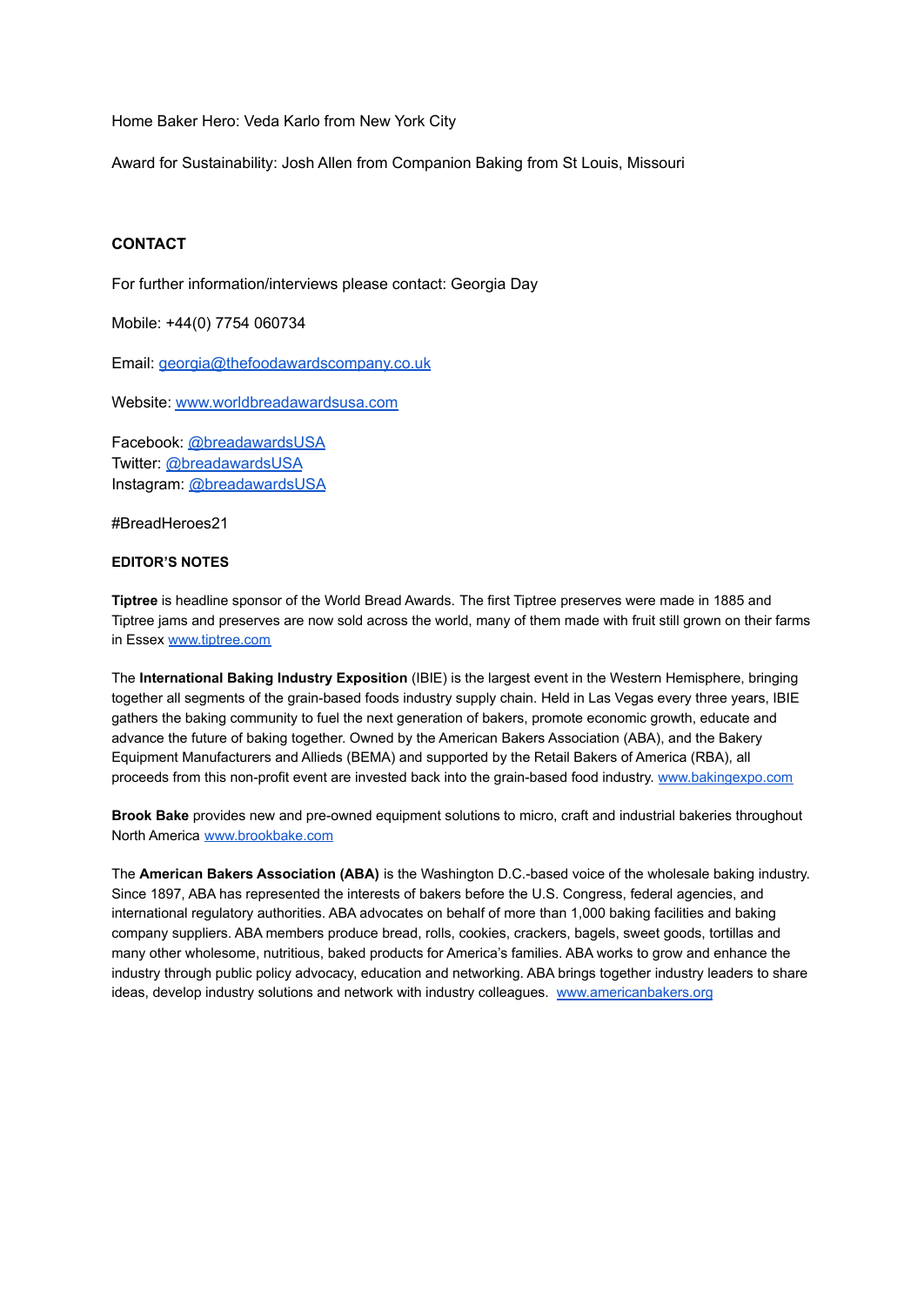Home Baker Hero: Veda Karlo from New York City

Award for Sustainability: Josh Allen from Companion Baking from St Louis, Missouri

**CONTACT**

For further information/interviews please contact: Georgia Day

Mobile: +44(0) 7754 060734

Email: [georgia@thefoodawardscompany.co.uk](mailto:georgia@thefoodawardscompany.co.uk)

Website: [www.worldbreadawardsusa.com](http://www.worldbreadawardsusa.com)

Facebook: @breadawardsUSA
Twitter: @breadawardsUSA
Instagram: @breadawardsUSA

#BreadHeroes21

**EDITOR'S NOTES**

**Tiptree** is headline sponsor of the World Bread Awards. The first Tiptree preserves were made in 1885 and Tiptree jams and preserves are now sold across the world, many of them made with fruit still grown on their farms in Essex [www.tiptree.com](http://www.tiptree.com)

The **International Baking Industry Exposition** (IBIE) is the largest event in the Western Hemisphere, bringing together all segments of the grain-based foods industry supply chain. Held in Las Vegas every three years, IBIE gathers the baking community to fuel the next generation of bakers, promote economic growth, educate and advance the future of baking together. Owned by the American Bakers Association (ABA), and the Bakery Equipment Manufacturers and Allieds (BEMA) and supported by the Retail Bakers of America (RBA), all proceeds from this non-profit event are invested back into the grain-based food industry. [www.bakingexpo.com](http://www.bakingexpo.com)

**Brook Bake** provides new and pre-owned equipment solutions to micro, craft and industrial bakeries throughout North America [www.brookbake.com](http://www.brookbake.com)

The **American Bakers Association (ABA)** is the Washington D.C.-based voice of the wholesale baking industry. Since 1897, ABA has represented the interests of bakers before the U.S. Congress, federal agencies, and international regulatory authorities. ABA advocates on behalf of more than 1,000 baking facilities and baking company suppliers. ABA members produce bread, rolls, cookies, crackers, bagels, sweet goods, tortillas and many other wholesome, nutritious, baked products for America's families. ABA works to grow and enhance the industry through public policy advocacy, education and networking. ABA brings together industry leaders to share ideas, develop industry solutions and network with industry colleagues. [www.americanbakers.org](http://www.americanbakers.org)